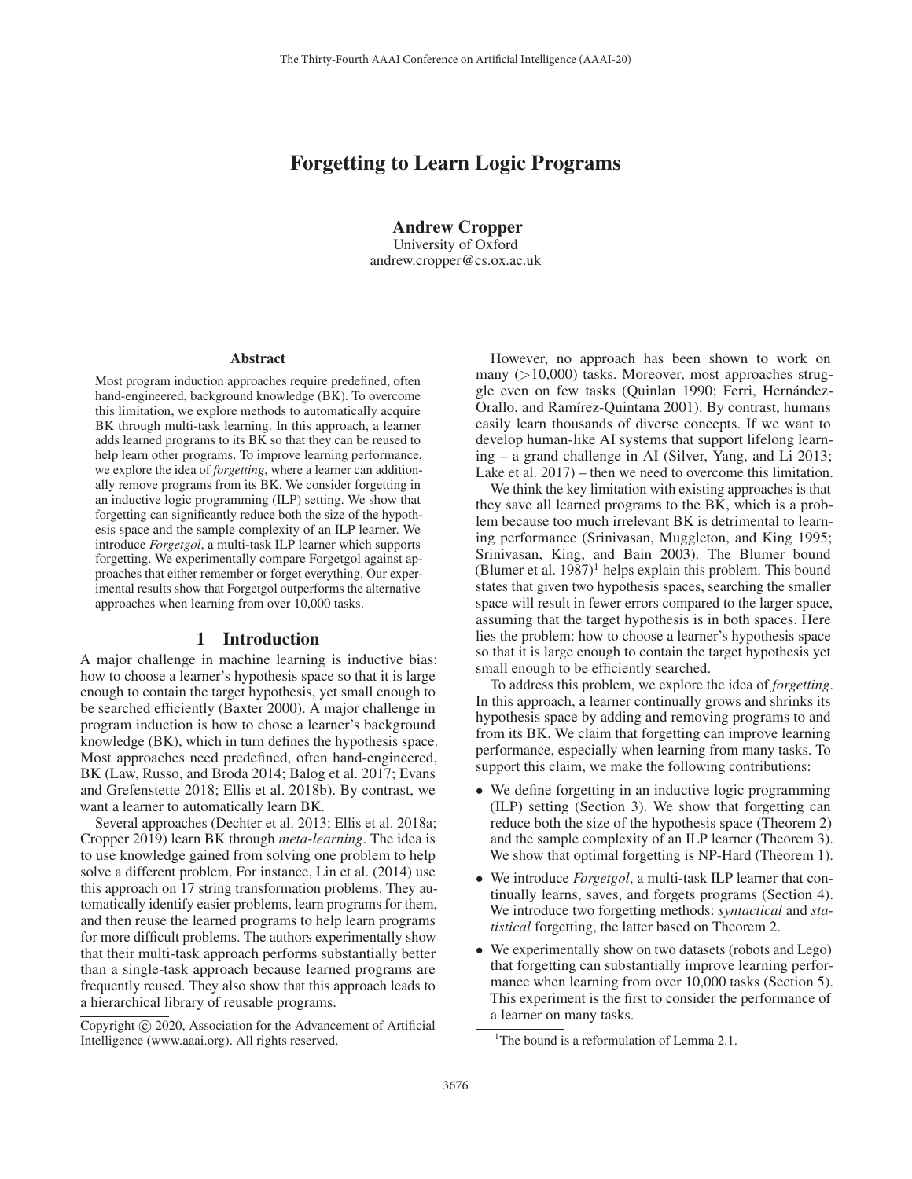# Forgetting to Learn Logic Programs

**Andrew Cropper**
University of Oxford
andrew.cropper@cs.ox.ac.uk

## Abstract

Most program induction approaches require predefined, often hand-engineered, background knowledge (BK). To overcome this limitation, we explore methods to automatically acquire BK through multi-task learning. In this approach, a learner adds learned programs to its BK so that they can be reused to help learn other programs. To improve learning performance, we explore the idea of *forgetting*, where a learner can additionally remove programs from its BK. We consider forgetting in an inductive logic programming (ILP) setting. We show that forgetting can significantly reduce both the size of the hypothesis space and the sample complexity of an ILP learner. We introduce *Forgetgol*, a multi-task ILP learner which supports forgetting. We experimentally compare Forgetgol against approaches that either remember or forget everything. Our experimental results show that Forgetgol outperforms the alternative approaches when learning from over 10,000 tasks.

## 1 Introduction

A major challenge in machine learning is inductive bias: how to choose a learner's hypothesis space so that it is large enough to contain the target hypothesis, yet small enough to be searched efficiently (Baxter 2000). A major challenge in program induction is how to chose a learner's background knowledge (BK), which in turn defines the hypothesis space. Most approaches need predefined, often hand-engineered, BK (Law, Russo, and Broda 2014; Balog et al. 2017; Evans and Grefenstette 2018; Ellis et al. 2018b). By contrast, we want a learner to automatically learn BK.

Several approaches (Dechter et al. 2013; Ellis et al. 2018a; Cropper 2019) learn BK through *meta-learning*. The idea is to use knowledge gained from solving one problem to help solve a different problem. For instance, Lin et al. (2014) use this approach on 17 string transformation problems. They automatically identify easier problems, learn programs for them, and then reuse the learned programs to help learn programs for more difficult problems. The authors experimentally show that their multi-task approach performs substantially better than a single-task approach because learned programs are frequently reused. They also show that this approach leads to a hierarchical library of reusable programs.

However, no approach has been shown to work on many (>10,000) tasks. Moreover, most approaches struggle even on few tasks (Quinlan 1990; Ferri, Hernández-Orallo, and Ramírez-Quintana 2001). By contrast, humans easily learn thousands of diverse concepts. If we want to develop human-like AI systems that support lifelong learning – a grand challenge in AI (Silver, Yang, and Li 2013; Lake et al. 2017) – then we need to overcome this limitation.

We think the key limitation with existing approaches is that they save all learned programs to the BK, which is a problem because too much irrelevant BK is detrimental to learning performance (Srinivasan, Muggleton, and King 1995; Srinivasan, King, and Bain 2003). The Blumer bound (Blumer et al. 1987)[1] helps explain this problem. This bound states that given two hypothesis spaces, searching the smaller space will result in fewer errors compared to the larger space, assuming that the target hypothesis is in both spaces. Here lies the problem: how to choose a learner's hypothesis space so that it is large enough to contain the target hypothesis yet small enough to be efficiently searched.

To address this problem, we explore the idea of *forgetting*. In this approach, a learner continually grows and shrinks its hypothesis space by adding and removing programs to and from its BK. We claim that forgetting can improve learning performance, especially when learning from many tasks. To support this claim, we make the following contributions:

- We define forgetting in an inductive logic programming (ILP) setting (Section 3). We show that forgetting can reduce both the size of the hypothesis space (Theorem 2) and the sample complexity of an ILP learner (Theorem 3). We show that optimal forgetting is NP-Hard (Theorem 1).
- We introduce *Forgetgol*, a multi-task ILP learner that continually learns, saves, and forgets programs (Section 4). We introduce two forgetting methods: *syntactical* and *statistical* forgetting, the latter based on Theorem 2.
- We experimentally show on two datasets (robots and Lego) that forgetting can substantially improve learning performance when learning from over 10,000 tasks (Section 5). This experiment is the first to consider the performance of a learner on many tasks.

[1] The bound is a reformulation of Lemma 2.1.

Copyright © 2020, Association for the Advancement of Artificial Intelligence (www.aaai.org). All rights reserved.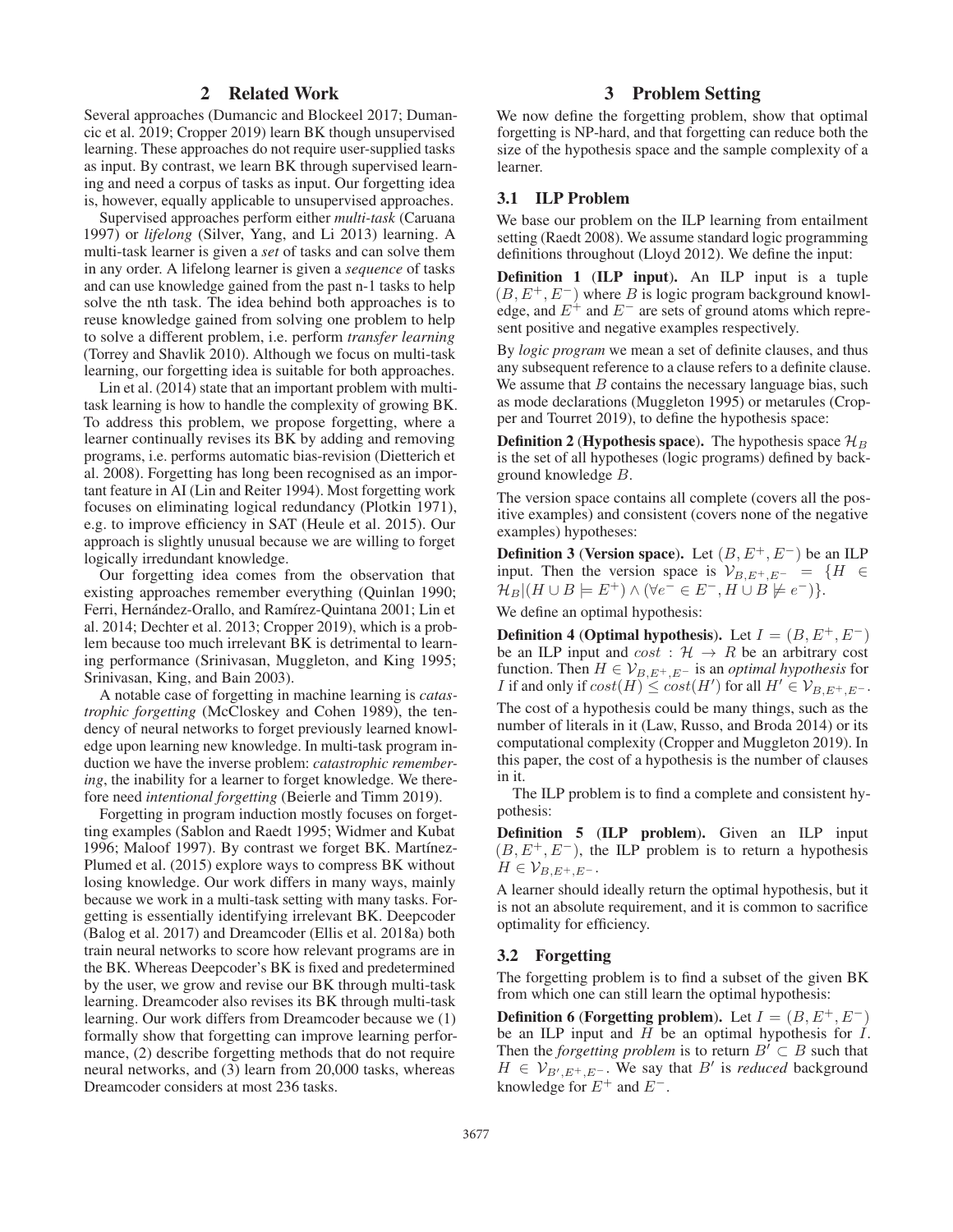## 2 Related Work

Several approaches (Dumancic and Blockeel 2017; Dumancic et al. 2019; Cropper 2019) learn BK though unsupervised learning. These approaches do not require user-supplied tasks as input. By contrast, we learn BK through supervised learning and need a corpus of tasks as input. Our forgetting idea is, however, equally applicable to unsupervised approaches.

Supervised approaches perform either *multi-task* (Caruana 1997) or *lifelong* (Silver, Yang, and Li 2013) learning. A multi-task learner is given a *set* of tasks and can solve them in any order. A lifelong learner is given a *sequence* of tasks and can use knowledge gained from the past n-1 tasks to help solve the nth task. The idea behind both approaches is to reuse knowledge gained from solving one problem to help to solve a different problem, i.e. perform *transfer learning* (Torrey and Shavlik 2010). Although we focus on multi-task learning, our forgetting idea is suitable for both approaches.

Lin et al. (2014) state that an important problem with multi-task learning is how to handle the complexity of growing BK. To address this problem, we propose forgetting, where a learner continually revises its BK by adding and removing programs, i.e. performs automatic bias-revision (Dietterich et al. 2008). Forgetting has long been recognised as an important feature in AI (Lin and Reiter 1994). Most forgetting work focuses on eliminating logical redundancy (Plotkin 1971), e.g. to improve efficiency in SAT (Heule et al. 2015). Our approach is slightly unusual because we are willing to forget logically irredundant knowledge.

Our forgetting idea comes from the observation that existing approaches remember everything (Quinlan 1990; Ferri, Hernández-Orallo, and Ramírez-Quintana 2001; Lin et al. 2014; Dechter et al. 2013; Cropper 2019), which is a problem because too much irrelevant BK is detrimental to learning performance (Srinivasan, Muggleton, and King 1995; Srinivasan, King, and Bain 2003).

A notable case of forgetting in machine learning is *catastrophic forgetting* (McCloskey and Cohen 1989), the tendency of neural networks to forget previously learned knowledge upon learning new knowledge. In multi-task program induction we have the inverse problem: *catastrophic remembering*, the inability for a learner to forget knowledge. We therefore need *intentional forgetting* (Beierle and Timm 2019).

Forgetting in program induction mostly focuses on forgetting examples (Sablon and Raedt 1995; Widmer and Kubat 1996; Maloof 1997). By contrast we forget BK. Martínez-Plumed et al. (2015) explore ways to compress BK without losing knowledge. Our work differs in many ways, mainly because we work in a multi-task setting with many tasks. Forgetting is essentially identifying irrelevant BK. Deepcoder (Balog et al. 2017) and Dreamcoder (Ellis et al. 2018a) both train neural networks to score how relevant programs are in the BK. Whereas Deepcoder's BK is fixed and predetermined by the user, we grow and revise our BK through multi-task learning. Dreamcoder also revises its BK through multi-task learning. Our work differs from Dreamcoder because we (1) formally show that forgetting can improve learning performance, (2) describe forgetting methods that do not require neural networks, and (3) learn from 20,000 tasks, whereas Dreamcoder considers at most 236 tasks.

## 3 Problem Setting

We now define the forgetting problem, show that optimal forgetting is NP-hard, and that forgetting can reduce both the size of the hypothesis space and the sample complexity of a learner.

### 3.1 ILP Problem

We base our problem on the ILP learning from entailment setting (Raedt 2008). We assume standard logic programming definitions throughout (Lloyd 2012). We define the input:

**Definition 1 (ILP input).** An ILP input is a tuple $(B, E^+, E^-)$ where $B$ is logic program background knowledge, and $E^+$ and $E^-$ are sets of ground atoms which represent positive and negative examples respectively.

By *logic program* we mean a set of definite clauses, and thus any subsequent reference to a clause refers to a definite clause. We assume that $B$ contains the necessary language bias, such as mode declarations (Muggleton 1995) or metarules (Cropper and Tourret 2019), to define the hypothesis space:

**Definition 2 (Hypothesis space).** The hypothesis space $\mathcal{H}_B$ is the set of all hypotheses (logic programs) defined by background knowledge $B$.

The version space contains all complete (covers all the positive examples) and consistent (covers none of the negative examples) hypotheses:

**Definition 3 (Version space).** Let $(B, E^+, E^-)$ be an ILP input. Then the version space is $\mathcal{V}_{B,E^+,E^-} = \{H \in \mathcal{H}_B | (H \cup B \models E^+) \wedge (\forall e^- \in E^-, H \cup B \not\models e^-)\}$.

We define an optimal hypothesis:

**Definition 4 (Optimal hypothesis).** Let $I = (B, E^+, E^-)$ be an ILP input and $cost : \mathcal{H} \rightarrow R$ be an arbitrary cost function. Then $H \in \mathcal{V}_{B,E^+,E^-}$ is an *optimal hypothesis* for $I$ if and only if $cost(H) \leq cost(H')$ for all $H' \in \mathcal{V}_{B,E^+,E^-}$.

The cost of a hypothesis could be many things, such as the number of literals in it (Law, Russo, and Broda 2014) or its computational complexity (Cropper and Muggleton 2019). In this paper, the cost of a hypothesis is the number of clauses in it.

The ILP problem is to find a complete and consistent hypothesis:

**Definition 5 (ILP problem).** Given an ILP input $(B, E^+, E^-)$, the ILP problem is to return a hypothesis $H \in \mathcal{V}_{B,E^+,E^-}$.

A learner should ideally return the optimal hypothesis, but it is not an absolute requirement, and it is common to sacrifice optimality for efficiency.

### 3.2 Forgetting

The forgetting problem is to find a subset of the given BK from which one can still learn the optimal hypothesis:

**Definition 6 (Forgetting problem).** Let $I = (B, E^+, E^-)$ be an ILP input and $H$ be an optimal hypothesis for $I$. Then the *forgetting problem* is to return $B' \subset B$ such that $H \in \mathcal{V}_{B',E^+,E^-}$. We say that $B'$ is *reduced* background knowledge for $E^+$ and $E^-$.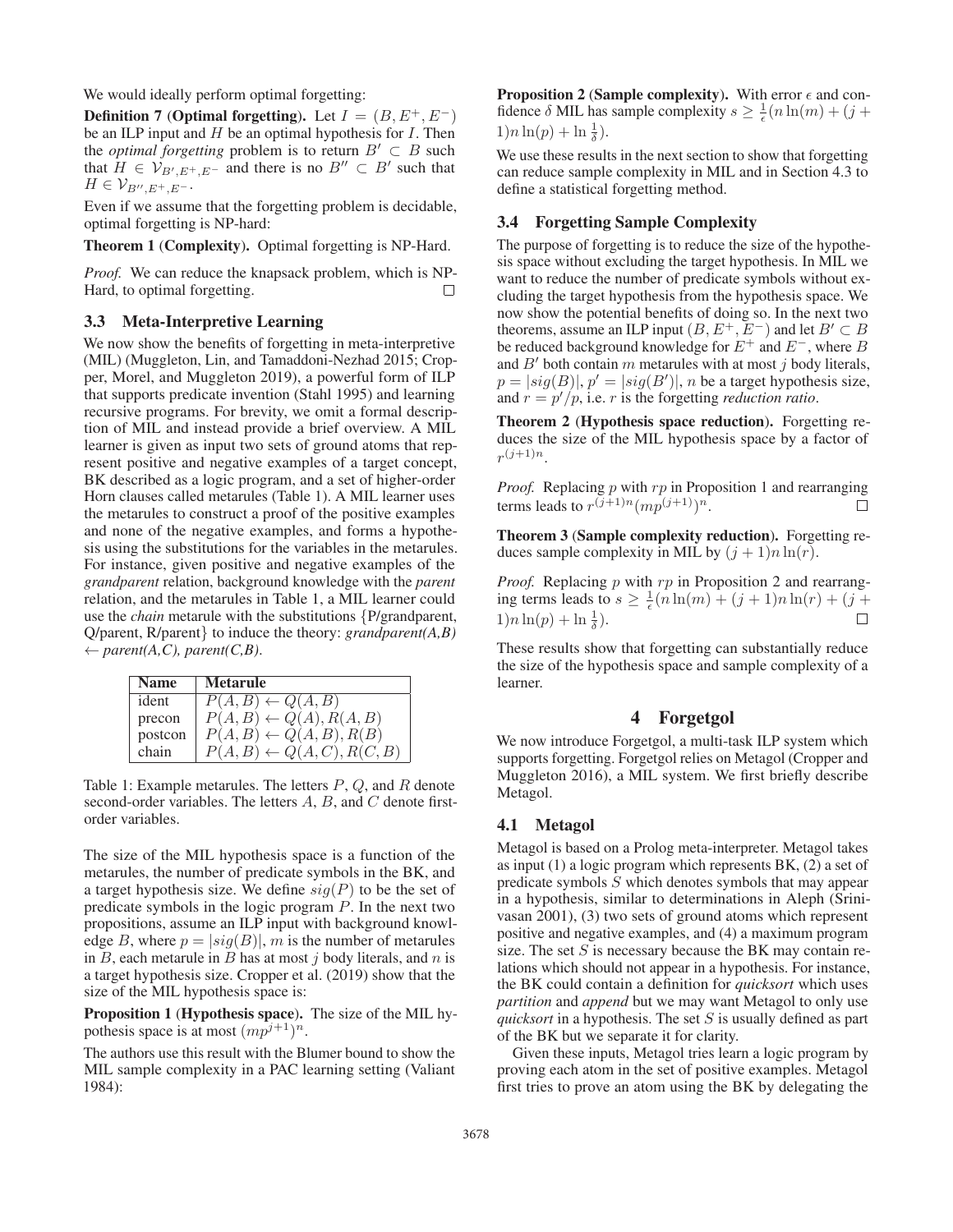We would ideally perform optimal forgetting:

**Definition 7** (**Optimal forgetting**). Let $I = (B, E^+, E^-)$ be an ILP input and $H$ be an optimal hypothesis for $I$. Then the *optimal forgetting* problem is to return $B' \subset B$ such that $H \in \mathcal{V}_{B',E^+,E^-}$ and there is no $B'' \subset B'$ such that $H \in \mathcal{V}_{B'',E^+,E^-}$.

Even if we assume that the forgetting problem is decidable, optimal forgetting is NP-hard:

**Theorem 1** (**Complexity**). Optimal forgetting is NP-Hard.

*Proof.* We can reduce the knapsack problem, which is NP-Hard, to optimal forgetting. □

### 3.3 Meta-Interpretive Learning

We now show the benefits of forgetting in meta-interpretive (MIL) (Muggleton, Lin, and Tamaddoni-Nezhad 2015; Cropper, Morel, and Muggleton 2019), a powerful form of ILP that supports predicate invention (Stahl 1995) and learning recursive programs. For brevity, we omit a formal description of MIL and instead provide a brief overview. A MIL learner is given as input two sets of ground atoms that represent positive and negative examples of a target concept, BK described as a logic program, and a set of higher-order Horn clauses called metarules (Table 1). A MIL learner uses the metarules to construct a proof of the positive examples and none of the negative examples, and forms a hypothesis using the substitutions for the variables in the metarules. For instance, given positive and negative examples of the *grandparent* relation, background knowledge with the *parent* relation, and the metarules in Table 1, a MIL learner could use the *chain* metarule with the substitutions {P/grandparent, Q/parent, R/parent} to induce the theory: *grandparent(A,B) ← parent(A,C), parent(C,B)*.

| Name | Metarule |
|---|---|
| ident | $P(A, B) \leftarrow Q(A, B)$ |
| precon | $P(A, B) \leftarrow Q(A), R(A, B)$ |
| postcon | $P(A, B) \leftarrow Q(A, B), R(B)$ |
| chain | $P(A, B) \leftarrow Q(A, C), R(C, B)$ |

Table 1: Example metarules. The letters $P$, $Q$, and $R$ denote second-order variables. The letters $A$, $B$, and $C$ denote first-order variables.

The size of the MIL hypothesis space is a function of the metarules, the number of predicate symbols in the BK, and a target hypothesis size. We define $sig(P)$ to be the set of predicate symbols in the logic program $P$. In the next two propositions, assume an ILP input with background knowledge $B$, where $p = |sig(B)|$, $m$ is the number of metarules in $B$, each metarule in $B$ has at most $j$ body literals, and $n$ is a target hypothesis size. Cropper et al. (2019) show that the size of the MIL hypothesis space is:

**Proposition 1** (**Hypothesis space**). The size of the MIL hypothesis space is at most $(mp^{j+1})^n$.

The authors use this result with the Blumer bound to show the MIL sample complexity in a PAC learning setting (Valiant 1984):

**Proposition 2** (**Sample complexity**). With error $\epsilon$ and confidence $\delta$ MIL has sample complexity $s \geq \frac{1}{\epsilon}(n \ln(m) + (j + 1)n \ln(p) + \ln \frac{1}{\delta})$.

We use these results in the next section to show that forgetting can reduce sample complexity in MIL and in Section 4.3 to define a statistical forgetting method.

### 3.4 Forgetting Sample Complexity

The purpose of forgetting is to reduce the size of the hypothesis space without excluding the target hypothesis. In MIL we want to reduce the number of predicate symbols without excluding the target hypothesis from the hypothesis space. We now show the potential benefits of doing so. In the next two theorems, assume an ILP input $(B, E^+, E^-)$ and let $B' \subset B$ be reduced background knowledge for $E^+$ and $E^-$, where $B$ and $B'$ both contain $m$ metarules with at most $j$ body literals, $p = |sig(B)|$, $p' = |sig(B')|$, $n$ be a target hypothesis size, and $r = p'/p$, i.e. $r$ is the forgetting *reduction ratio*.

**Theorem 2** (**Hypothesis space reduction**). Forgetting reduces the size of the MIL hypothesis space by a factor of $r^{(j+1)n}$.

*Proof.* Replacing $p$ with $rp$ in Proposition 1 and rearranging terms leads to $r^{(j+1)n}(mp^{(j+1)})^n$. □

**Theorem 3** (**Sample complexity reduction**). Forgetting reduces sample complexity in MIL by $(j + 1)n \ln(r)$.

*Proof.* Replacing $p$ with $rp$ in Proposition 2 and rearranging terms leads to $s \geq \frac{1}{\epsilon}(n \ln(m) + (j + 1)n \ln(r) + (j + 1)n \ln(p) + \ln \frac{1}{\delta})$. □

These results show that forgetting can substantially reduce the size of the hypothesis space and sample complexity of a learner.

## 4 Forgetgol

We now introduce Forgetgol, a multi-task ILP system which supports forgetting. Forgetgol relies on Metagol (Cropper and Muggleton 2016), a MIL system. We first briefly describe Metagol.

### 4.1 Metagol

Metagol is based on a Prolog meta-interpreter. Metagol takes as input (1) a logic program which represents BK, (2) a set of predicate symbols $S$ which denotes symbols that may appear in a hypothesis, similar to determinations in Aleph (Srinivasan 2001), (3) two sets of ground atoms which represent positive and negative examples, and (4) a maximum program size. The set $S$ is necessary because the BK may contain relations which should not appear in a hypothesis. For instance, the BK could contain a definition for *quicksort* which uses *partition* and *append* but we may want Metagol to only use *quicksort* in a hypothesis. The set $S$ is usually defined as part of the BK but we separate it for clarity.

Given these inputs, Metagol tries learn a logic program by proving each atom in the set of positive examples. Metagol first tries to prove an atom using the BK by delegating the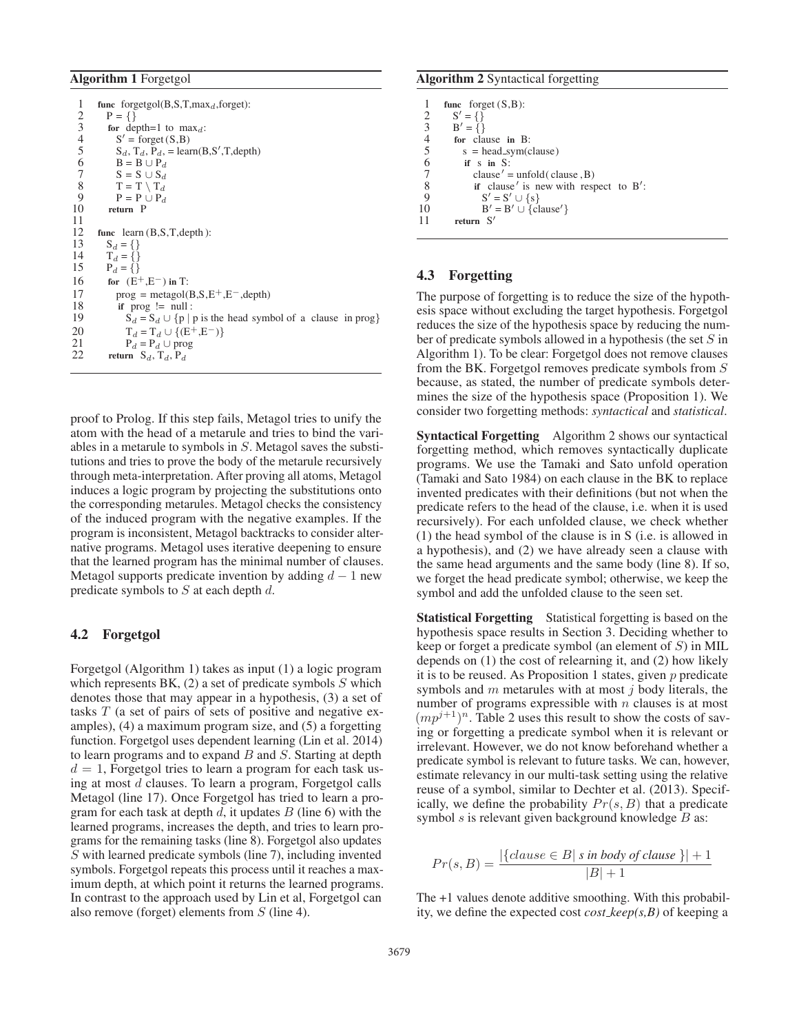**Algorithm 1** Forgetgol

```
1   func forgetgol(B,S,T,max_d,forget):
2     P = {}
3     for depth=1 to max_d:
4       S' = forget(S,B)
5       S_d, T_d, P_d, = learn(B,S',T,depth)
6       B = B ∪ P_d
7       S = S ∪ S_d
8       T = T \ T_d
9       P = P ∪ P_d
10    return P
11
12  func learn(B,S,T,depth):
13    S_d = {}
14    T_d = {}
15    P_d = {}
16    for (E+,E-) in T:
17      prog = metagol(B,S,E+,E-,depth)
18      if prog != null:
19        S_d = S_d ∪ {p | p is the head symbol of a clause in prog}
20        T_d = T_d ∪ {(E+,E-)}
21        P_d = P_d ∪ prog
22    return S_d, T_d, P_d
```

**Algorithm 2** Syntactical forgetting

```
1   func forget(S,B):
2     S' = {}
3     B' = {}
4     for clause in B:
5       s = head_sym(clause)
6       if s in S:
7         clause' = unfold(clause,B)
8         if clause' is new with respect to B':
9           S' = S' ∪ {s}
10          B' = B' ∪ {clause'}
11    return S'
```

proof to Prolog. If this step fails, Metagol tries to unify the atom with the head of a metarule and tries to bind the variables in a metarule to symbols in $S$. Metagol saves the substitutions and tries to prove the body of the metarule recursively through meta-interpretation. After proving all atoms, Metagol induces a logic program by projecting the substitutions onto the corresponding metarules. Metagol checks the consistency of the induced program with the negative examples. If the program is inconsistent, Metagol backtracks to consider alternative programs. Metagol uses iterative deepening to ensure that the learned program has the minimal number of clauses. Metagol supports predicate invention by adding $d - 1$ new predicate symbols to $S$ at each depth $d$.

### 4.2 Forgetgol

Forgetgol (Algorithm 1) takes as input (1) a logic program which represents BK, (2) a set of predicate symbols $S$ which denotes those that may appear in a hypothesis, (3) a set of tasks $T$ (a set of pairs of sets of positive and negative examples), (4) a maximum program size, and (5) a forgetting function. Forgetgol uses dependent learning (Lin et al. 2014) to learn programs and to expand $B$ and $S$. Starting at depth $d = 1$, Forgetgol tries to learn a program for each task using at most $d$ clauses. To learn a program, Forgetgol calls Metagol (line 17). Once Forgetgol has tried to learn a program for each task at depth $d$, it updates $B$ (line 6) with the learned programs, increases the depth, and tries to learn programs for the remaining tasks (line 8). Forgetgol also updates $S$ with learned predicate symbols (line 7), including invented symbols. Forgetgol repeats this process until it reaches a maximum depth, at which point it returns the learned programs. In contrast to the approach used by Lin et al, Forgetgol can also remove (forget) elements from $S$ (line 4).

### 4.3 Forgetting

The purpose of forgetting is to reduce the size of the hypothesis space without excluding the target hypothesis. Forgetgol reduces the size of the hypothesis space by reducing the number of predicate symbols allowed in a hypothesis (the set $S$ in Algorithm 1). To be clear: Forgetgol does not remove clauses from the BK. Forgetgol removes predicate symbols from $S$ because, as stated, the number of predicate symbols determines the size of the hypothesis space (Proposition 1). We consider two forgetting methods: *syntactical* and *statistical*.

**Syntactical Forgetting** Algorithm 2 shows our syntactical forgetting method, which removes syntactically duplicate programs. We use the Tamaki and Sato unfold operation (Tamaki and Sato 1984) on each clause in the BK to replace invented predicates with their definitions (but not when the predicate refers to the head of the clause, i.e. when it is used recursively). For each unfolded clause, we check whether (1) the head symbol of the clause is in S (i.e. is allowed in a hypothesis), and (2) we have already seen a clause with the same head arguments and the same body (line 8). If so, we forget the head predicate symbol; otherwise, we keep the symbol and add the unfolded clause to the seen set.

**Statistical Forgetting** Statistical forgetting is based on the hypothesis space results in Section 3. Deciding whether to keep or forget a predicate symbol (an element of $S$) in MIL depends on (1) the cost of relearning it, and (2) how likely it is to be reused. As Proposition 1 states, given $p$ predicate symbols and $m$ metarules with at most $j$ body literals, the number of programs expressible with $n$ clauses is at most $(mp^{j+1})^n$. Table 2 uses this result to show the costs of saving or forgetting a predicate symbol when it is relevant or irrelevant. However, we do not know beforehand whether a predicate symbol is relevant to future tasks. We can, however, estimate relevancy in our multi-task setting using the relative reuse of a symbol, similar to Dechter et al. (2013). Specifically, we define the probability $Pr(s, B)$ that a predicate symbol $s$ is relevant given background knowledge $B$ as:

$$Pr(s, B) = \frac{|\{clause \in B |\ s \text{ in body of clause }\}| + 1}{|B| + 1}$$

The +1 values denote additive smoothing. With this probability, we define the expected cost *cost_keep(s,B)* of keeping a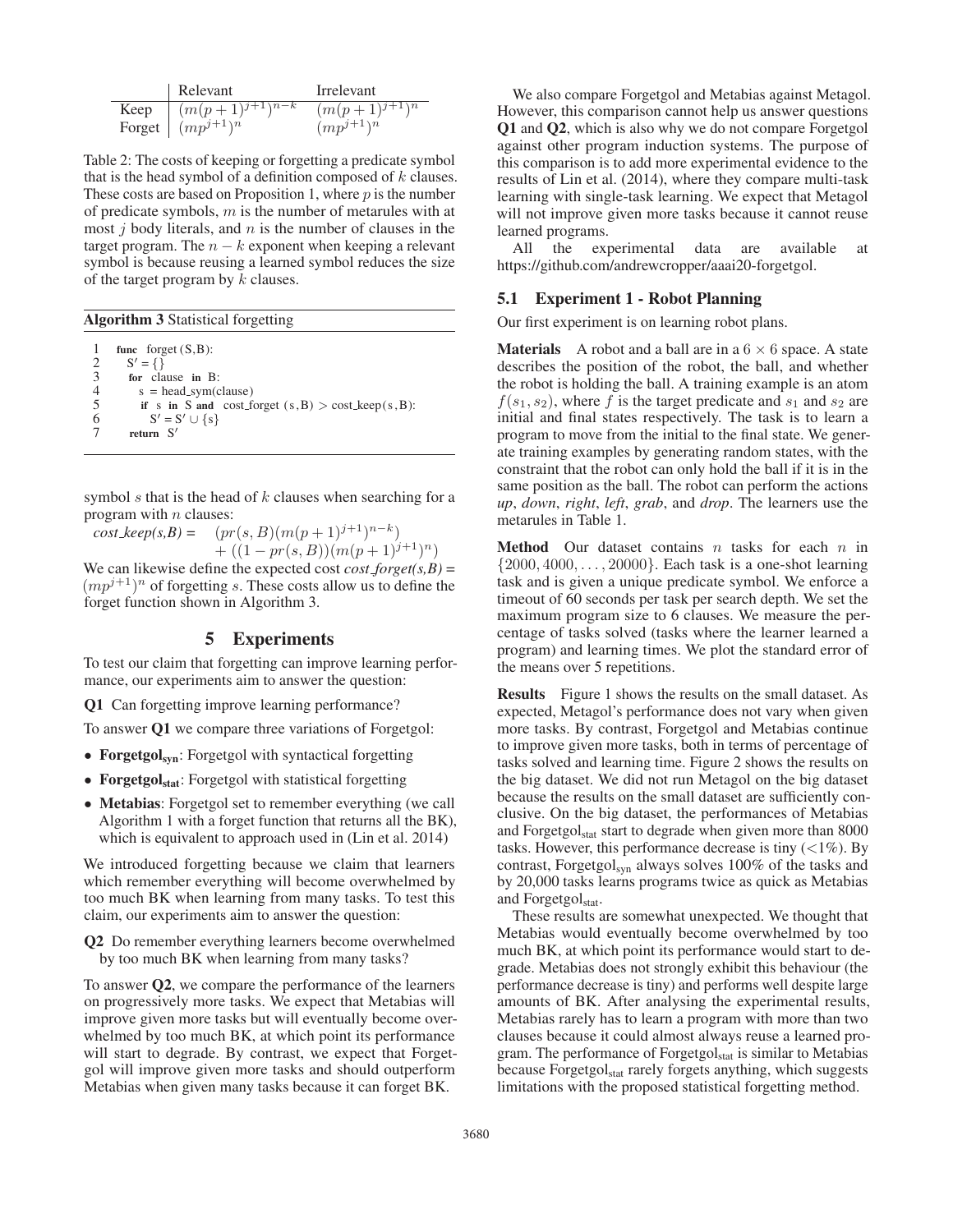| | Relevant | Irrelevant |
|---|---|---|
| Keep | $(m(p+1)^{j+1})^{n-k}$ | $(m(p+1)^{j+1})^n$ |
| Forget | $(mp^{j+1})^n$ | $(mp^{j+1})^n$ |

Table 2: The costs of keeping or forgetting a predicate symbol that is the head symbol of a definition composed of $k$ clauses. These costs are based on Proposition 1, where $p$ is the number of predicate symbols, $m$ is the number of metarules with at most $j$ body literals, and $n$ is the number of clauses in the target program. The $n-k$ exponent when keeping a relevant symbol is because reusing a learned symbol reduces the size of the target program by $k$ clauses.

**Algorithm 3** Statistical forgetting

```
1  func forget(S,B):
2    S' = {}
3    for clause in B:
4      s = head_sym(clause)
5      if s in S and cost_forget(s,B) > cost_keep(s,B):
6        S' = S' ∪ {s}
7    return S'
```

symbol $s$ that is the head of $k$ clauses when searching for a program with $n$ clauses:

$$\begin{aligned} \textit{cost\_keep(s,B)} = \quad & (pr(s,B)(m(p+1)^{j+1})^{n-k}) \\ & + ((1-pr(s,B))(m(p+1)^{j+1})^n) \end{aligned}$$

We can likewise define the expected cost *cost_forget(s,B)* = $(mp^{j+1})^n$ of forgetting $s$. These costs allow us to define the forget function shown in Algorithm 3.

# 5 Experiments

To test our claim that forgetting can improve learning performance, our experiments aim to answer the question:

**Q1** Can forgetting improve learning performance?

To answer **Q1** we compare three variations of Forgetgol:

- **Forgetgol$_{\text{syn}}$**: Forgetgol with syntactical forgetting
- **Forgetgol$_{\text{stat}}$**: Forgetgol with statistical forgetting
- **Metabias**: Forgetgol set to remember everything (we call Algorithm 1 with a forget function that returns all the BK), which is equivalent to approach used in (Lin et al. 2014)

We introduced forgetting because we claim that learners which remember everything will become overwhelmed by too much BK when learning from many tasks. To test this claim, our experiments aim to answer the question:

**Q2** Do remember everything learners become overwhelmed by too much BK when learning from many tasks?

To answer **Q2**, we compare the performance of the learners on progressively more tasks. We expect that Metabias will improve given more tasks but will eventually become overwhelmed by too much BK, at which point its performance will start to degrade. By contrast, we expect that Forgetgol will improve given more tasks and should outperform Metabias when given many tasks because it can forget BK.

We also compare Forgetgol and Metabias against Metagol. However, this comparison cannot help us answer questions **Q1** and **Q2**, which is also why we do not compare Forgetgol against other program induction systems. The purpose of this comparison is to add more experimental evidence to the results of Lin et al. (2014), where they compare multi-task learning with single-task learning. We expect that Metagol will not improve given more tasks because it cannot reuse learned programs.

All the experimental data are available at https://github.com/andrewcropper/aaai20-forgetgol.

## 5.1 Experiment 1 - Robot Planning

Our first experiment is on learning robot plans.

**Materials** A robot and a ball are in a $6 \times 6$ space. A state describes the position of the robot, the ball, and whether the robot is holding the ball. A training example is an atom $f(s_1, s_2)$, where $f$ is the target predicate and $s_1$ and $s_2$ are initial and final states respectively. The task is to learn a program to move from the initial to the final state. We generate training examples by generating random states, with the constraint that the robot can only hold the ball if it is in the same position as the ball. The robot can perform the actions *up*, *down*, *right*, *left*, *grab*, and *drop*. The learners use the metarules in Table 1.

**Method** Our dataset contains $n$ tasks for each $n$ in $\{2000, 4000, \ldots, 20000\}$. Each task is a one-shot learning task and is given a unique predicate symbol. We enforce a timeout of 60 seconds per task per search depth. We set the maximum program size to 6 clauses. We measure the percentage of tasks solved (tasks where the learner learned a program) and learning times. We plot the standard error of the means over 5 repetitions.

**Results** Figure 1 shows the results on the small dataset. As expected, Metagol's performance does not vary when given more tasks. By contrast, Forgetgol and Metabias continue to improve given more tasks, both in terms of percentage of tasks solved and learning time. Figure 2 shows the results on the big dataset. We did not run Metagol on the big dataset because the results on the small dataset are sufficiently conclusive. On the big dataset, the performances of Metabias and Forgetgol$_{\text{stat}}$ start to degrade when given more than 8000 tasks. However, this performance decrease is tiny ($<1\%$). By contrast, Forgetgol$_{\text{syn}}$ always solves 100% of the tasks and by 20,000 tasks learns programs twice as quick as Metabias and Forgetgol$_{\text{stat}}$.

These results are somewhat unexpected. We thought that Metabias would eventually become overwhelmed by too much BK, at which point its performance would start to degrade. Metabias does not strongly exhibit this behaviour (the performance decrease is tiny) and performs well despite large amounts of BK. After analysing the experimental results, Metabias rarely has to learn a program with more than two clauses because it could almost always reuse a learned program. The performance of Forgetgol$_{\text{stat}}$ is similar to Metabias because Forgetgol$_{\text{stat}}$ rarely forgets anything, which suggests limitations with the proposed statistical forgetting method.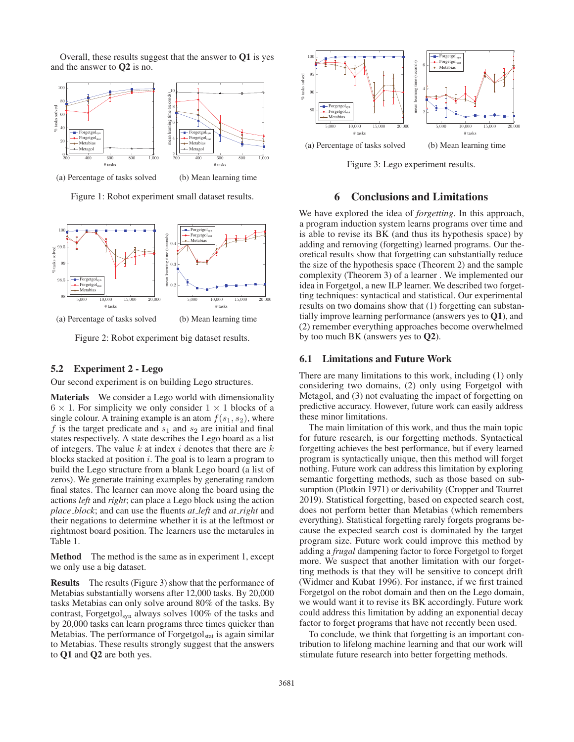Overall, these results suggest that the answer to **Q1** is yes and the answer to **Q2** is no.

(a) Percentage of tasks solved (b) Mean learning time

Figure 1: Robot experiment small dataset results.

(a) Percentage of tasks solved (b) Mean learning time

Figure 2: Robot experiment big dataset results.

## 5.2 Experiment 2 - Lego

Our second experiment is on building Lego structures.

**Materials** We consider a Lego world with dimensionality $6 \times 1$. For simplicity we only consider $1 \times 1$ blocks of a single colour. A training example is an atom $f(s_1, s_2)$, where $f$ is the target predicate and $s_1$ and $s_2$ are initial and final states respectively. A state describes the Lego board as a list of integers. The value $k$ at index $i$ denotes that there are $k$ blocks stacked at position $i$. The goal is to learn a program to build the Lego structure from a blank Lego board (a list of zeros). We generate training examples by generating random final states. The learner can move along the board using the actions *left* and *right*; can place a Lego block using the action *place_block*; and can use the fluents *at_left* and *at_right* and their negations to determine whether it is at the leftmost or rightmost board position. The learners use the metarules in Table 1.

**Method** The method is the same as in experiment 1, except we only use a big dataset.

**Results** The results (Figure 3) show that the performance of Metabias substantially worsens after 12,000 tasks. By 20,000 tasks Metabias can only solve around 80% of the tasks. By contrast, Forgetgol$_{syn}$ always solves 100% of the tasks and by 20,000 tasks can learn programs three times quicker than Metabias. The performance of Forgetgol$_{stat}$ is again similar to Metabias. These results strongly suggest that the answers to **Q1** and **Q2** are both yes.

(a) Percentage of tasks solved (b) Mean learning time

Figure 3: Lego experiment results.

# 6 Conclusions and Limitations

We have explored the idea of *forgetting*. In this approach, a program induction system learns programs over time and is able to revise its BK (and thus its hypothesis space) by adding and removing (forgetting) learned programs. Our theoretical results show that forgetting can substantially reduce the size of the hypothesis space (Theorem 2) and the sample complexity (Theorem 3) of a learner . We implemented our idea in Forgetgol, a new ILP learner. We described two forgetting techniques: syntactical and statistical. Our experimental results on two domains show that (1) forgetting can substantially improve learning performance (answers yes to **Q1**), and (2) remember everything approaches become overwhelmed by too much BK (answers yes to **Q2**).

## 6.1 Limitations and Future Work

There are many limitations to this work, including (1) only considering two domains, (2) only using Forgetgol with Metagol, and (3) not evaluating the impact of forgetting on predictive accuracy. However, future work can easily address these minor limitations.

The main limitation of this work, and thus the main topic for future research, is our forgetting methods. Syntactical forgetting achieves the best performance, but if every learned program is syntactically unique, then this method will forget nothing. Future work can address this limitation by exploring semantic forgetting methods, such as those based on subsumption (Plotkin 1971) or derivability (Cropper and Tourret 2019). Statistical forgetting, based on expected search cost, does not perform better than Metabias (which remembers everything). Statistical forgetting rarely forgets programs because the expected search cost is dominated by the target program size. Future work could improve this method by adding a *frugal* dampening factor to force Forgetgol to forget more. We suspect that another limitation with our forgetting methods is that they will be sensitive to concept drift (Widmer and Kubat 1996). For instance, if we first trained Forgetgol on the robot domain and then on the Lego domain, we would want it to revise its BK accordingly. Future work could address this limitation by adding an exponential decay factor to forget programs that have not recently been used.

To conclude, we think that forgetting is an important contribution to lifelong machine learning and that our work will stimulate future research into better forgetting methods.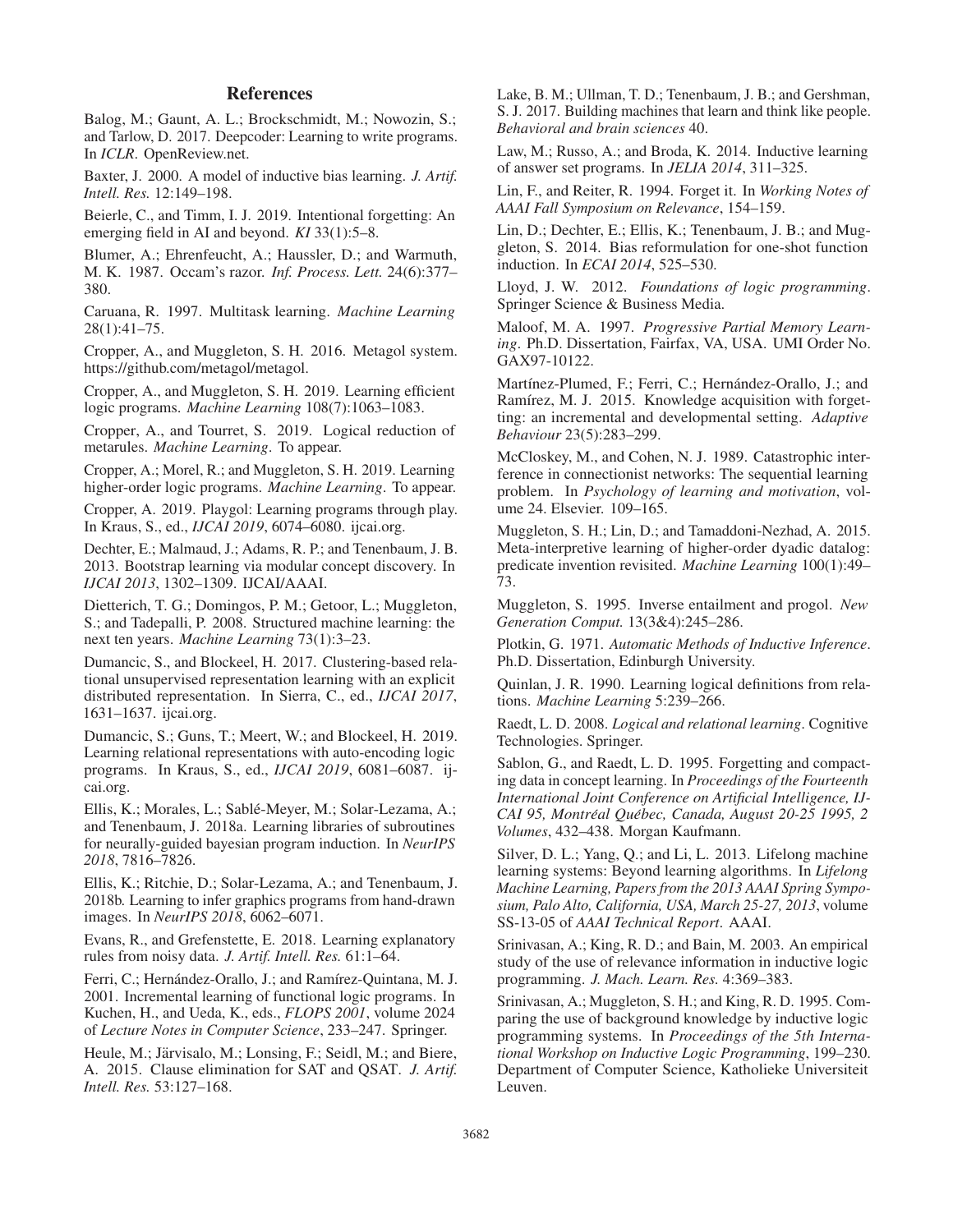## References

Balog, M.; Gaunt, A. L.; Brockschmidt, M.; Nowozin, S.; and Tarlow, D. 2017. Deepcoder: Learning to write programs. In *ICLR*. OpenReview.net.

Baxter, J. 2000. A model of inductive bias learning. *J. Artif. Intell. Res.* 12:149–198.

Beierle, C., and Timm, I. J. 2019. Intentional forgetting: An emerging field in AI and beyond. *KI* 33(1):5–8.

Blumer, A.; Ehrenfeucht, A.; Haussler, D.; and Warmuth, M. K. 1987. Occam's razor. *Inf. Process. Lett.* 24(6):377–380.

Caruana, R. 1997. Multitask learning. *Machine Learning* 28(1):41–75.

Cropper, A., and Muggleton, S. H. 2016. Metagol system. https://github.com/metagol/metagol.

Cropper, A., and Muggleton, S. H. 2019. Learning efficient logic programs. *Machine Learning* 108(7):1063–1083.

Cropper, A., and Tourret, S. 2019. Logical reduction of metarules. *Machine Learning*. To appear.

Cropper, A.; Morel, R.; and Muggleton, S. H. 2019. Learning higher-order logic programs. *Machine Learning*. To appear.

Cropper, A. 2019. Playgol: Learning programs through play. In Kraus, S., ed., *IJCAI 2019*, 6074–6080. ijcai.org.

Dechter, E.; Malmaud, J.; Adams, R. P.; and Tenenbaum, J. B. 2013. Bootstrap learning via modular concept discovery. In *IJCAI 2013*, 1302–1309. IJCAI/AAAI.

Dietterich, T. G.; Domingos, P. M.; Getoor, L.; Muggleton, S.; and Tadepalli, P. 2008. Structured machine learning: the next ten years. *Machine Learning* 73(1):3–23.

Dumancic, S., and Blockeel, H. 2017. Clustering-based relational unsupervised representation learning with an explicit distributed representation. In Sierra, C., ed., *IJCAI 2017*, 1631–1637. ijcai.org.

Dumancic, S.; Guns, T.; Meert, W.; and Blockeel, H. 2019. Learning relational representations with auto-encoding logic programs. In Kraus, S., ed., *IJCAI 2019*, 6081–6087. ijcai.org.

Ellis, K.; Morales, L.; Sablé-Meyer, M.; Solar-Lezama, A.; and Tenenbaum, J. 2018a. Learning libraries of subroutines for neurally-guided bayesian program induction. In *NeurIPS 2018*, 7816–7826.

Ellis, K.; Ritchie, D.; Solar-Lezama, A.; and Tenenbaum, J. 2018b. Learning to infer graphics programs from hand-drawn images. In *NeurIPS 2018*, 6062–6071.

Evans, R., and Grefenstette, E. 2018. Learning explanatory rules from noisy data. *J. Artif. Intell. Res.* 61:1–64.

Ferri, C.; Hernández-Orallo, J.; and Ramírez-Quintana, M. J. 2001. Incremental learning of functional logic programs. In Kuchen, H., and Ueda, K., eds., *FLOPS 2001*, volume 2024 of *Lecture Notes in Computer Science*, 233–247. Springer.

Heule, M.; Järvisalo, M.; Lonsing, F.; Seidl, M.; and Biere, A. 2015. Clause elimination for SAT and QSAT. *J. Artif. Intell. Res.* 53:127–168.

Lake, B. M.; Ullman, T. D.; Tenenbaum, J. B.; and Gershman, S. J. 2017. Building machines that learn and think like people. *Behavioral and brain sciences* 40.

Law, M.; Russo, A.; and Broda, K. 2014. Inductive learning of answer set programs. In *JELIA 2014*, 311–325.

Lin, F., and Reiter, R. 1994. Forget it. In *Working Notes of AAAI Fall Symposium on Relevance*, 154–159.

Lin, D.; Dechter, E.; Ellis, K.; Tenenbaum, J. B.; and Muggleton, S. 2014. Bias reformulation for one-shot function induction. In *ECAI 2014*, 525–530.

Lloyd, J. W. 2012. *Foundations of logic programming*. Springer Science & Business Media.

Maloof, M. A. 1997. *Progressive Partial Memory Learning*. Ph.D. Dissertation, Fairfax, VA, USA. UMI Order No. GAX97-10122.

Martínez-Plumed, F.; Ferri, C.; Hernández-Orallo, J.; and Ramírez, M. J. 2015. Knowledge acquisition with forgetting: an incremental and developmental setting. *Adaptive Behaviour* 23(5):283–299.

McCloskey, M., and Cohen, N. J. 1989. Catastrophic interference in connectionist networks: The sequential learning problem. In *Psychology of learning and motivation*, volume 24. Elsevier. 109–165.

Muggleton, S. H.; Lin, D.; and Tamaddoni-Nezhad, A. 2015. Meta-interpretive learning of higher-order dyadic datalog: predicate invention revisited. *Machine Learning* 100(1):49–73.

Muggleton, S. 1995. Inverse entailment and progol. *New Generation Comput.* 13(3&4):245–286.

Plotkin, G. 1971. *Automatic Methods of Inductive Inference*. Ph.D. Dissertation, Edinburgh University.

Quinlan, J. R. 1990. Learning logical definitions from relations. *Machine Learning* 5:239–266.

Raedt, L. D. 2008. *Logical and relational learning*. Cognitive Technologies. Springer.

Sablon, G., and Raedt, L. D. 1995. Forgetting and compacting data in concept learning. In *Proceedings of the Fourteenth International Joint Conference on Artificial Intelligence, IJCAI 95, Montréal Québec, Canada, August 20-25 1995, 2 Volumes*, 432–438. Morgan Kaufmann.

Silver, D. L.; Yang, Q.; and Li, L. 2013. Lifelong machine learning systems: Beyond learning algorithms. In *Lifelong Machine Learning, Papers from the 2013 AAAI Spring Symposium, Palo Alto, California, USA, March 25-27, 2013*, volume SS-13-05 of *AAAI Technical Report*. AAAI.

Srinivasan, A.; King, R. D.; and Bain, M. 2003. An empirical study of the use of relevance information in inductive logic programming. *J. Mach. Learn. Res.* 4:369–383.

Srinivasan, A.; Muggleton, S. H.; and King, R. D. 1995. Comparing the use of background knowledge by inductive logic programming systems. In *Proceedings of the 5th International Workshop on Inductive Logic Programming*, 199–230. Department of Computer Science, Katholieke Universiteit Leuven.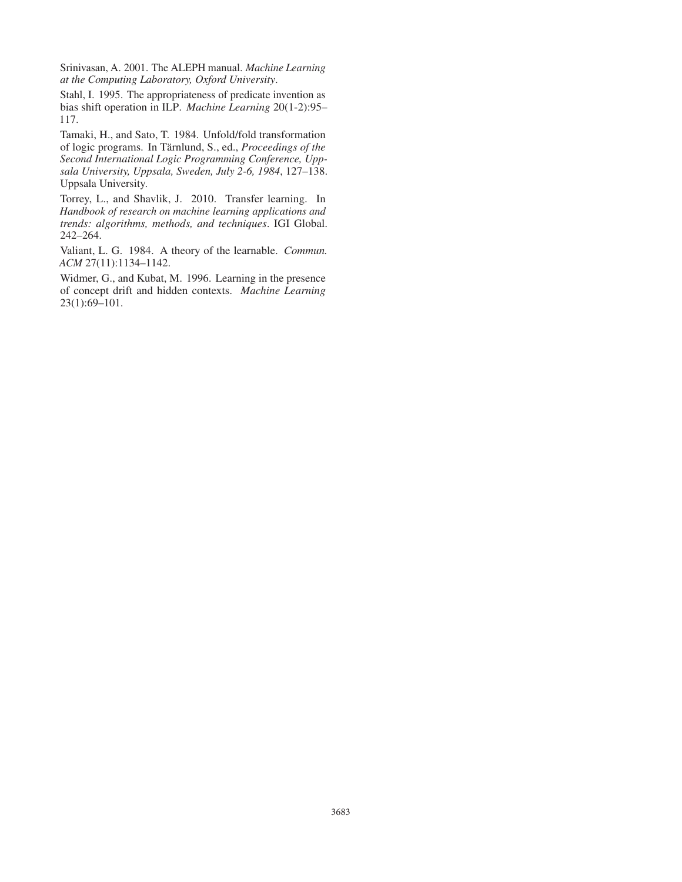Srinivasan, A. 2001. The ALEPH manual. *Machine Learning at the Computing Laboratory, Oxford University*.

Stahl, I. 1995. The appropriateness of predicate invention as bias shift operation in ILP. *Machine Learning* 20(1-2):95–117.

Tamaki, H., and Sato, T. 1984. Unfold/fold transformation of logic programs. In Tärnlund, S., ed., *Proceedings of the Second International Logic Programming Conference, Uppsala University, Uppsala, Sweden, July 2-6, 1984*, 127–138. Uppsala University.

Torrey, L., and Shavlik, J. 2010. Transfer learning. In *Handbook of research on machine learning applications and trends: algorithms, methods, and techniques*. IGI Global. 242–264.

Valiant, L. G. 1984. A theory of the learnable. *Commun. ACM* 27(11):1134–1142.

Widmer, G., and Kubat, M. 1996. Learning in the presence of concept drift and hidden contexts. *Machine Learning* 23(1):69–101.